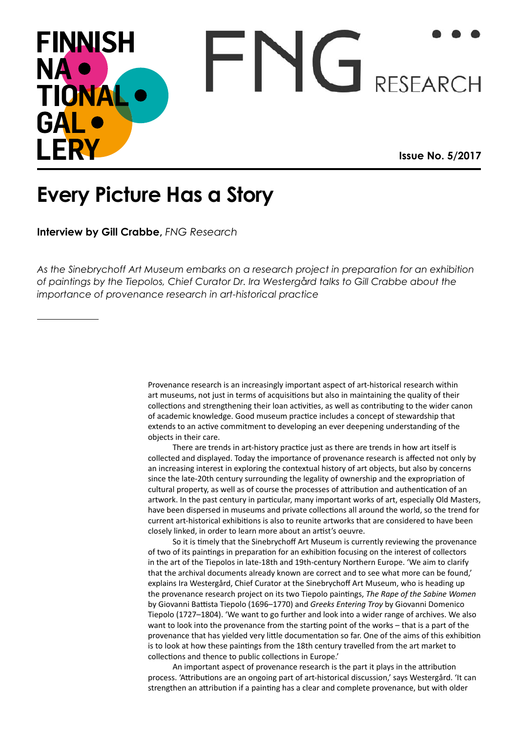# Every Picture Has a Story

**Interview by Gill Crabbe**, *FNG Research*

*As the Sinebrychoff Art Museum embarks on a research project in preparation for an exhibition of paintings by the Tiepolos, Chief Curator Dr. Ira Westergård talks to Gill Crabbe about the importance of provenance research in art-historical practice*

---

Provenance research is an increasingly important aspect of art-historical research within art museums, not just in terms of acquisitions but also in maintaining the quality of their collections and strengthening their loan activities, as well as contributing to the wider canon of academic knowledge. Good museum practice includes a concept of stewardship that extends to an active commitment to developing an ever deepening understanding of the objects in their care.

There are trends in art-history practice just as there are trends in how art itself is collected and displayed. Today the importance of provenance research is affected not only by an increasing interest in exploring the contextual history of art objects, but also by concerns since the late-20th century surrounding the legality of ownership and the expropriation of cultural property, as well as of course the processes of attribution and authentication of an artwork. In the past century in particular, many important works of art, especially Old Masters, have been dispersed in museums and private collections all around the world, so the trend for current art-historical exhibitions is also to reunite artworks that are considered to have been closely linked, in order to learn more about an artist's oeuvre.

So it is timely that the Sinebrychoff Art Museum is currently reviewing the provenance of two of its paintings in preparation for an exhibition focusing on the interest of collectors in the art of the Tiepolos in late-18th and 19th-century Northern Europe. 'We aim to clarify that the archival documents already known are correct and to see what more can be found,' explains Ira Westergård, Chief Curator at the Sinebrychoff Art Museum, who is heading up the provenance research project on its two Tiepolo paintings, *The Rape of the Sabine Women* by Giovanni Battista Tiepolo (1696–1770) and *Greeks Entering Troy* by Giovanni Domenico Tiepolo (1727–1804). 'We want to go further and look into a wider range of archives. We also want to look into the provenance from the starting point of the works – that is a part of the provenance that has yielded very little documentation so far. One of the aims of this exhibition is to look at how these paintings from the 18th century travelled from the art market to collections and thence to public collections in Europe.'

An important aspect of provenance research is the part it plays in the attribution process. 'Attributions are an ongoing part of art-historical discussion,' says Westergård. 'It can strengthen an attribution if a painting has a clear and complete provenance, but with older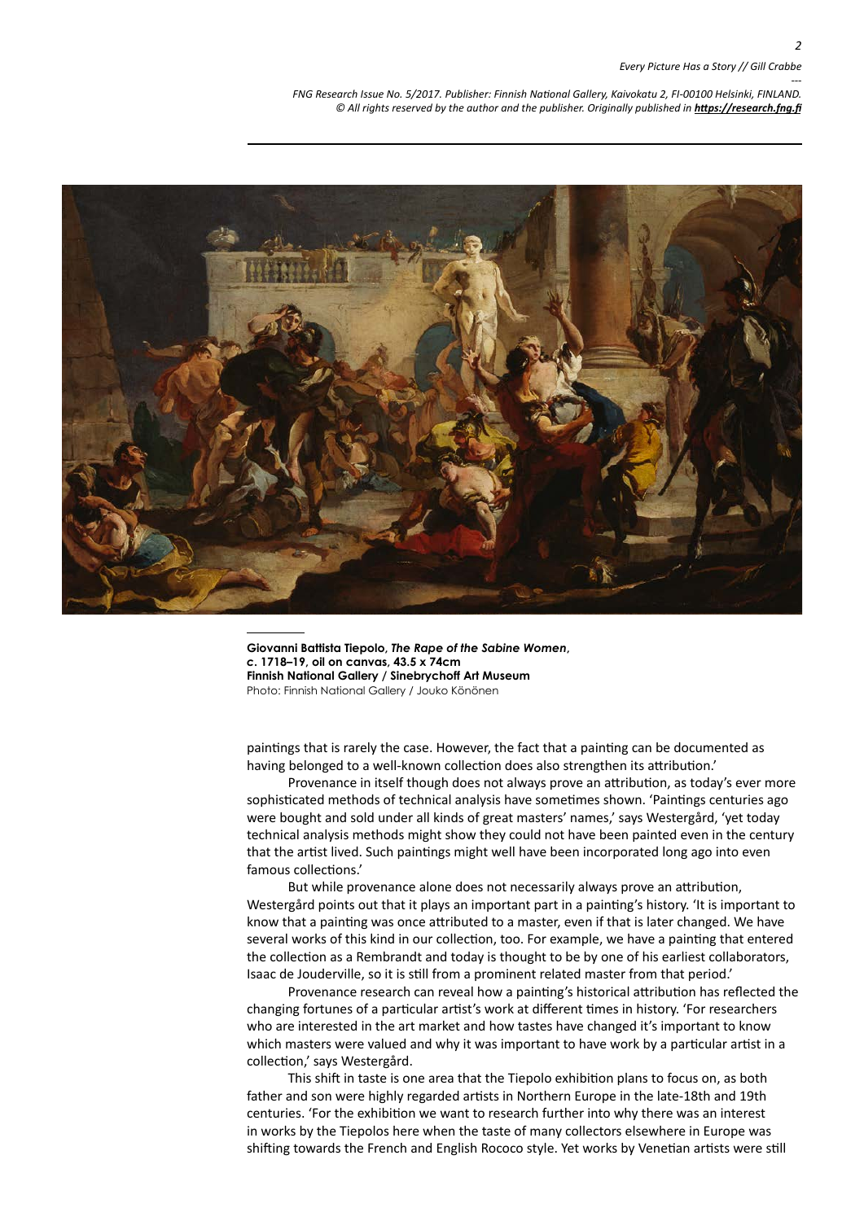**Giovanni Battista Tiepolo, *The Rape of the Sabine Women*, c. 1718–19, oil on canvas, 43.5 x 74cm**
**Finnish National Gallery / Sinebrychoff Art Museum**
Photo: Finnish National Gallery / Jouko Könönen

paintings that is rarely the case. However, the fact that a painting can be documented as having belonged to a well-known collection does also strengthen its attribution.'

Provenance in itself though does not always prove an attribution, as today's ever more sophisticated methods of technical analysis have sometimes shown. 'Paintings centuries ago were bought and sold under all kinds of great masters' names,' says Westergård, 'yet today technical analysis methods might show they could not have been painted even in the century that the artist lived. Such paintings might well have been incorporated long ago into even famous collections.'

But while provenance alone does not necessarily always prove an attribution, Westergård points out that it plays an important part in a painting's history. 'It is important to know that a painting was once attributed to a master, even if that is later changed. We have several works of this kind in our collection, too. For example, we have a painting that entered the collection as a Rembrandt and today is thought to be by one of his earliest collaborators, Isaac de Jouderville, so it is still from a prominent related master from that period.'

Provenance research can reveal how a painting's historical attribution has reflected the changing fortunes of a particular artist's work at different times in history. 'For researchers who are interested in the art market and how tastes have changed it's important to know which masters were valued and why it was important to have work by a particular artist in a collection,' says Westergård.

This shift in taste is one area that the Tiepolo exhibition plans to focus on, as both father and son were highly regarded artists in Northern Europe in the late-18th and 19th centuries. 'For the exhibition we want to research further into why there was an interest in works by the Tiepolos here when the taste of many collectors elsewhere in Europe was shifting towards the French and English Rococo style. Yet works by Venetian artists were still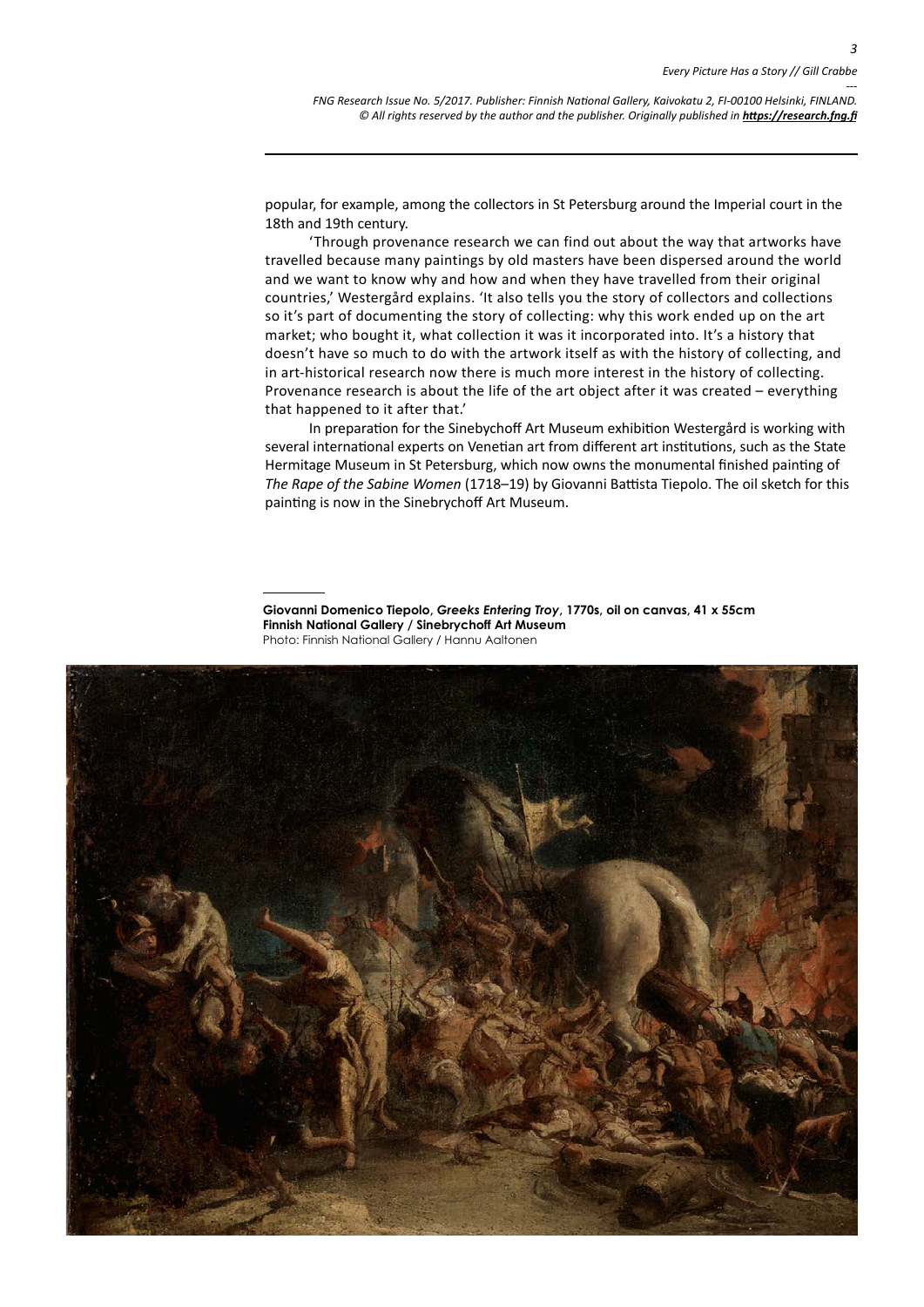popular, for example, among the collectors in St Petersburg around the Imperial court in the 18th and 19th century.

'Through provenance research we can find out about the way that artworks have travelled because many paintings by old masters have been dispersed around the world and we want to know why and how and when they have travelled from their original countries,' Westergård explains. 'It also tells you the story of collectors and collections so it's part of documenting the story of collecting: why this work ended up on the art market; who bought it, what collection it was it incorporated into. It's a history that doesn't have so much to do with the artwork itself as with the history of collecting, and in art-historical research now there is much more interest in the history of collecting. Provenance research is about the life of the art object after it was created – everything that happened to it after that.'

In preparation for the Sinebychoff Art Museum exhibition Westergård is working with several international experts on Venetian art from different art institutions, such as the State Hermitage Museum in St Petersburg, which now owns the monumental finished painting of *The Rape of the Sabine Women* (1718–19) by Giovanni Battista Tiepolo. The oil sketch for this painting is now in the Sinebrychoff Art Museum.

**Giovanni Domenico Tiepolo, *Greeks Entering Troy*, 1770s, oil on canvas, 41 x 55cm**
**Finnish National Gallery / Sinebrychoff Art Museum**
Photo: Finnish National Gallery / Hannu Aaltonen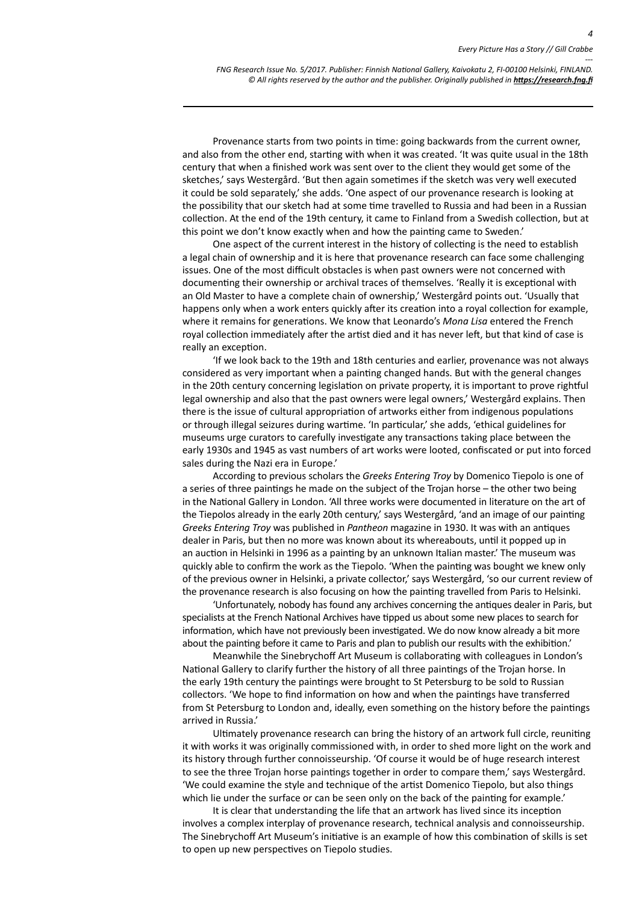Provenance starts from two points in time: going backwards from the current owner, and also from the other end, starting with when it was created. 'It was quite usual in the 18th century that when a finished work was sent over to the client they would get some of the sketches,' says Westergård. 'But then again sometimes if the sketch was very well executed it could be sold separately,' she adds. 'One aspect of our provenance research is looking at the possibility that our sketch had at some time travelled to Russia and had been in a Russian collection. At the end of the 19th century, it came to Finland from a Swedish collection, but at this point we don't know exactly when and how the painting came to Sweden.'

One aspect of the current interest in the history of collecting is the need to establish a legal chain of ownership and it is here that provenance research can face some challenging issues. One of the most difficult obstacles is when past owners were not concerned with documenting their ownership or archival traces of themselves. 'Really it is exceptional with an Old Master to have a complete chain of ownership,' Westergård points out. 'Usually that happens only when a work enters quickly after its creation into a royal collection for example, where it remains for generations. We know that Leonardo's *Mona Lisa* entered the French royal collection immediately after the artist died and it has never left, but that kind of case is really an exception.

'If we look back to the 19th and 18th centuries and earlier, provenance was not always considered as very important when a painting changed hands. But with the general changes in the 20th century concerning legislation on private property, it is important to prove rightful legal ownership and also that the past owners were legal owners,' Westergård explains. Then there is the issue of cultural appropriation of artworks either from indigenous populations or through illegal seizures during wartime. 'In particular,' she adds, 'ethical guidelines for museums urge curators to carefully investigate any transactions taking place between the early 1930s and 1945 as vast numbers of art works were looted, confiscated or put into forced sales during the Nazi era in Europe.'

According to previous scholars the *Greeks Entering Troy* by Domenico Tiepolo is one of a series of three paintings he made on the subject of the Trojan horse – the other two being in the National Gallery in London. 'All three works were documented in literature on the art of the Tiepolos already in the early 20th century,' says Westergård, 'and an image of our painting *Greeks Entering Troy* was published in *Pantheon* magazine in 1930. It was with an antiques dealer in Paris, but then no more was known about its whereabouts, until it popped up in an auction in Helsinki in 1996 as a painting by an unknown Italian master.' The museum was quickly able to confirm the work as the Tiepolo. 'When the painting was bought we knew only of the previous owner in Helsinki, a private collector,' says Westergård, 'so our current review of the provenance research is also focusing on how the painting travelled from Paris to Helsinki.

'Unfortunately, nobody has found any archives concerning the antiques dealer in Paris, but specialists at the French National Archives have tipped us about some new places to search for information, which have not previously been investigated. We do now know already a bit more about the painting before it came to Paris and plan to publish our results with the exhibition.'

Meanwhile the Sinebrychoff Art Museum is collaborating with colleagues in London's National Gallery to clarify further the history of all three paintings of the Trojan horse. In the early 19th century the paintings were brought to St Petersburg to be sold to Russian collectors. 'We hope to find information on how and when the paintings have transferred from St Petersburg to London and, ideally, even something on the history before the paintings arrived in Russia.'

Ultimately provenance research can bring the history of an artwork full circle, reuniting it with works it was originally commissioned with, in order to shed more light on the work and its history through further connoisseurship. 'Of course it would be of huge research interest to see the three Trojan horse paintings together in order to compare them,' says Westergård. 'We could examine the style and technique of the artist Domenico Tiepolo, but also things which lie under the surface or can be seen only on the back of the painting for example.'

It is clear that understanding the life that an artwork has lived since its inception involves a complex interplay of provenance research, technical analysis and connoisseurship. The Sinebrychoff Art Museum's initiative is an example of how this combination of skills is set to open up new perspectives on Tiepolo studies.